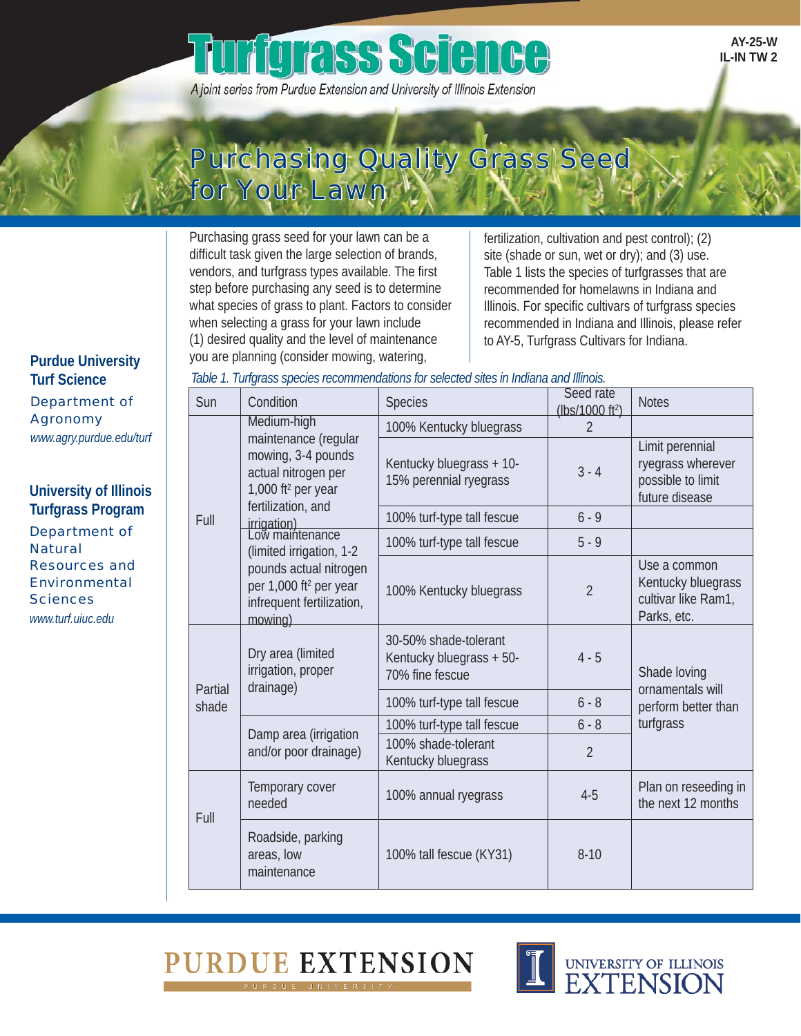# Turfgrass Science

*A joint series from Purdue Extension and University of Illinois Extension*

AY-25-W
IL-IN TW 2

# Purchasing Quality Grass Seed for Your Lawn

**Purdue University Turf Science**
Department of Agronomy
*www.agry.purdue.edu/turf*

**University of Illinois Turfgrass Program**
Department of Natural Resources and Environmental Sciences
*www.turf.uiuc.edu*

Purchasing grass seed for your lawn can be a difficult task given the large selection of brands, vendors, and turfgrass types available. The first step before purchasing any seed is to determine what species of grass to plant. Factors to consider when selecting a grass for your lawn include (1) desired quality and the level of maintenance you are planning (consider mowing, watering, fertilization, cultivation and pest control); (2) site (shade or sun, wet or dry); and (3) use. Table 1 lists the species of turfgrasses that are recommended for homelawns in Indiana and Illinois. For specific cultivars of turfgrass species recommended in Indiana and Illinois, please refer to AY-5, Turfgrass Cultivars for Indiana.

*Table 1. Turfgrass species recommendations for selected sites in Indiana and Illinois.*

| Sun | Condition | Species | Seed rate (lbs/1000 ft²) | Notes |
|---|---|---|---|---|
| Full | Medium-high maintenance (regular mowing, 3-4 pounds actual nitrogen per 1,000 ft² per year fertilization, and irrigation) | 100% Kentucky bluegrass | 2 | |
| | | Kentucky bluegrass + 10-15% perennial ryegrass | 3 - 4 | Limit perennial ryegrass wherever possible to limit future disease |
| | | 100% turf-type tall fescue | 6 - 9 | |
| | Low maintenance (limited irrigation, 1-2 pounds actual nitrogen per 1,000 ft² per year infrequent fertilization, mowing) | 100% turf-type tall fescue | 5 - 9 | |
| | | 100% Kentucky bluegrass | 2 | Use a common Kentucky bluegrass cultivar like Ram1, Parks, etc. |
| Partial shade | Dry area (limited irrigation, proper drainage) | 30-50% shade-tolerant Kentucky bluegrass + 50-70% fine fescue | 4 - 5 | Shade loving ornamentals will perform better than turfgrass |
| | | 100% turf-type tall fescue | 6 - 8 | |
| | Damp area (irrigation and/or poor drainage) | 100% turf-type tall fescue | 6 - 8 | |
| | | 100% shade-tolerant Kentucky bluegrass | 2 | |
| Full | Temporary cover needed | 100% annual ryegrass | 4-5 | Plan on reseeding in the next 12 months |
| | Roadside, parking areas, low maintenance | 100% tall fescue (KY31) | 8-10 | |

PURDUE EXTENSION — PURDUE UNIVERSITY

UNIVERSITY OF ILLINOIS EXTENSION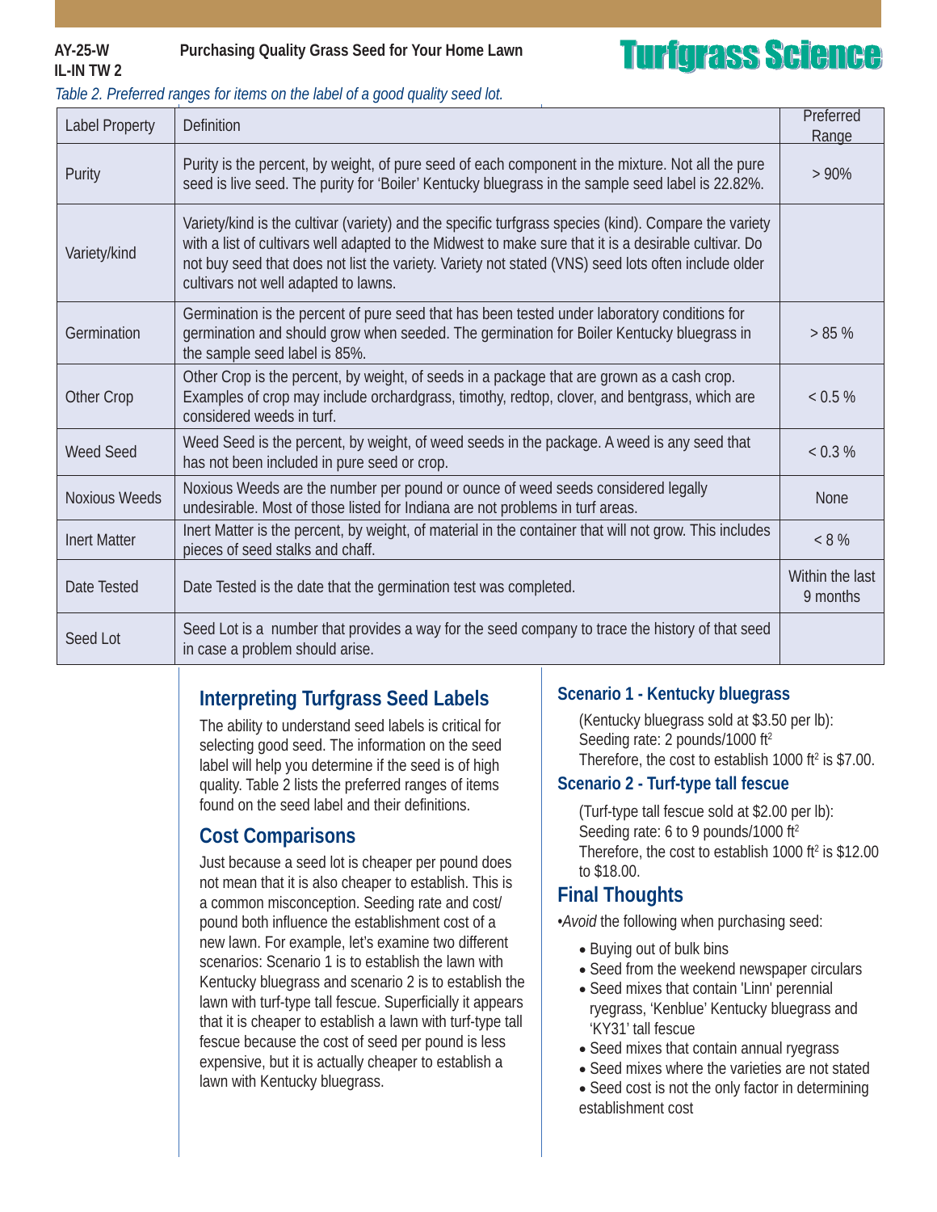*Table 2. Preferred ranges for items on the label of a good quality seed lot.*

| Label Property | Definition | Preferred Range |
| --- | --- | --- |
| Purity | Purity is the percent, by weight, of pure seed of each component in the mixture. Not all the pure seed is live seed. The purity for 'Boiler' Kentucky bluegrass in the sample seed label is 22.82%. | > 90% |
| Variety/kind | Variety/kind is the cultivar (variety) and the specific turfgrass species (kind). Compare the variety with a list of cultivars well adapted to the Midwest to make sure that it is a desirable cultivar. Do not buy seed that does not list the variety. Variety not stated (VNS) seed lots often include older cultivars not well adapted to lawns. | |
| Germination | Germination is the percent of pure seed that has been tested under laboratory conditions for germination and should grow when seeded. The germination for Boiler Kentucky bluegrass in the sample seed label is 85%. | > 85 % |
| Other Crop | Other Crop is the percent, by weight, of seeds in a package that are grown as a cash crop. Examples of crop may include orchardgrass, timothy, redtop, clover, and bentgrass, which are considered weeds in turf. | < 0.5 % |
| Weed Seed | Weed Seed is the percent, by weight, of weed seeds in the package. A weed is any seed that has not been included in pure seed or crop. | < 0.3 % |
| Noxious Weeds | Noxious Weeds are the number per pound or ounce of weed seeds considered legally undesirable. Most of those listed for Indiana are not problems in turf areas. | None |
| Inert Matter | Inert Matter is the percent, by weight, of material in the container that will not grow. This includes pieces of seed stalks and chaff. | < 8 % |
| Date Tested | Date Tested is the date that the germination test was completed. | Within the last 9 months |
| Seed Lot | Seed Lot is a number that provides a way for the seed company to trace the history of that seed in case a problem should arise. | |

## Interpreting Turfgrass Seed Labels

The ability to understand seed labels is critical for selecting good seed. The information on the seed label will help you determine if the seed is of high quality. Table 2 lists the preferred ranges of items found on the seed label and their definitions.

## Cost Comparisons

Just because a seed lot is cheaper per pound does not mean that it is also cheaper to establish. This is a common misconception. Seeding rate and cost/pound both influence the establishment cost of a new lawn. For example, let's examine two different scenarios: Scenario 1 is to establish the lawn with Kentucky bluegrass and scenario 2 is to establish the lawn with turf-type tall fescue. Superficially it appears that it is cheaper to establish a lawn with turf-type tall fescue because the cost of seed per pound is less expensive, but it is actually cheaper to establish a lawn with Kentucky bluegrass.

### Scenario 1 - Kentucky bluegrass

(Kentucky bluegrass sold at $3.50 per lb):
Seeding rate: 2 pounds/1000 $ft^2$
Therefore, the cost to establish 1000 $ft^2$ is $7.00.

### Scenario 2 - Turf-type tall fescue

(Turf-type tall fescue sold at $2.00 per lb):
Seeding rate: 6 to 9 pounds/1000 $ft^2$
Therefore, the cost to establish 1000 $ft^2$ is $12.00 to $18.00.

## Final Thoughts

•*Avoid* the following when purchasing seed:

- Buying out of bulk bins
- Seed from the weekend newspaper circulars
- Seed mixes that contain 'Linn' perennial ryegrass, 'Kenblue' Kentucky bluegrass and 'KY31' tall fescue
- Seed mixes that contain annual ryegrass
- Seed mixes where the varieties are not stated
- Seed cost is not the only factor in determining establishment cost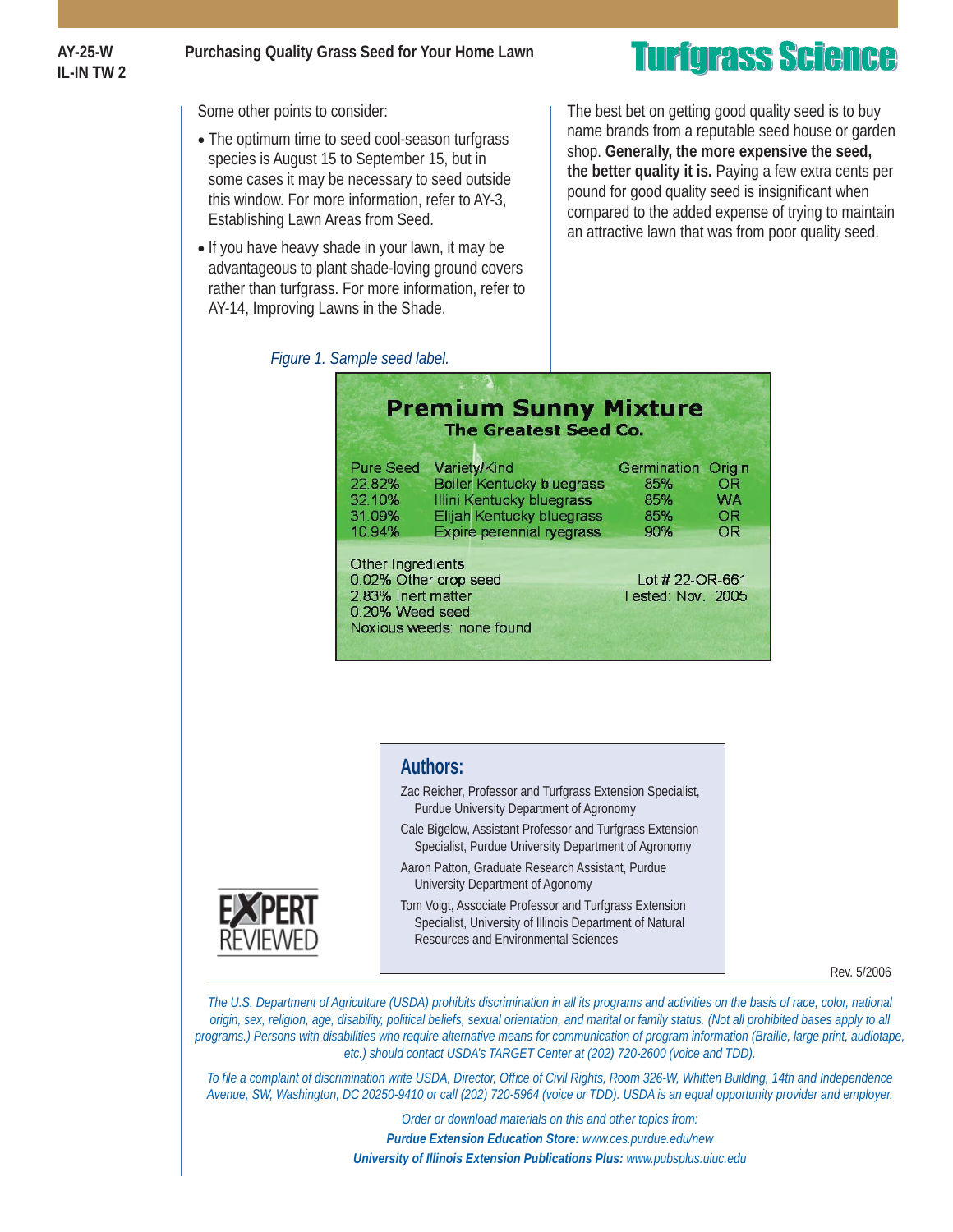Some other points to consider:

- The optimum time to seed cool-season turfgrass species is August 15 to September 15, but in some cases it may be necessary to seed outside this window. For more information, refer to AY-3, Establishing Lawn Areas from Seed.
- If you have heavy shade in your lawn, it may be advantageous to plant shade-loving ground covers rather than turfgrass. For more information, refer to AY-14, Improving Lawns in the Shade.

The best bet on getting good quality seed is to buy name brands from a reputable seed house or garden shop. **Generally, the more expensive the seed, the better quality it is.** Paying a few extra cents per pound for good quality seed is insignificant when compared to the added expense of trying to maintain an attractive lawn that was from poor quality seed.

*Figure 1. Sample seed label.*

**Premium Sunny Mixture**
**The Greatest Seed Co.**

| Pure Seed | Variety/Kind | Germination | Origin |
|---|---|---|---|
| 22.82% | Boiler Kentucky bluegrass | 85% | OR |
| 32.10% | Illini Kentucky bluegrass | 85% | WA |
| 31.09% | Elijah Kentucky bluegrass | 85% | OR |
| 10.94% | Expire perennial ryegrass | 90% | OR |

Other Ingredients
0.02% Other crop seed
2.83% Inert matter
0.20% Weed seed
Noxious weeds: none found

Lot # 22-OR-661
Tested: Nov. 2005

## Authors:

Zac Reicher, Professor and Turfgrass Extension Specialist, Purdue University Department of Agronomy

Cale Bigelow, Assistant Professor and Turfgrass Extension Specialist, Purdue University Department of Agronomy

Aaron Patton, Graduate Research Assistant, Purdue University Department of Agonomy

Tom Voigt, Associate Professor and Turfgrass Extension Specialist, University of Illinois Department of Natural Resources and Environmental Sciences

EXPERT REVIEWED

Rev. 5/2006

*The U.S. Department of Agriculture (USDA) prohibits discrimination in all its programs and activities on the basis of race, color, national origin, sex, religion, age, disability, political beliefs, sexual orientation, and marital or family status. (Not all prohibited bases apply to all programs.) Persons with disabilities who require alternative means for communication of program information (Braille, large print, audiotape, etc.) should contact USDA's TARGET Center at (202) 720-2600 (voice and TDD).*

*To file a complaint of discrimination write USDA, Director, Office of Civil Rights, Room 326-W, Whitten Building, 14th and Independence Avenue, SW, Washington, DC 20250-9410 or call (202) 720-5964 (voice or TDD). USDA is an equal opportunity provider and employer.*

*Order or download materials on this and other topics from:*

***Purdue Extension Education Store:** www.ces.purdue.edu/new*

***University of Illinois Extension Publications Plus:** www.pubsplus.uiuc.edu*